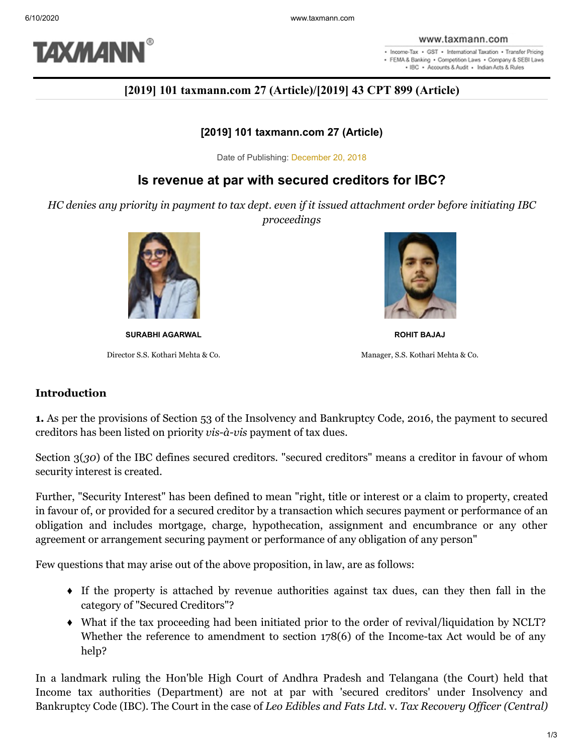**[2019] 101 taxmann.com 27 (Article)/[2019] 43 CPT 899 (Article)**

**[2019] 101 taxmann.com 27 (Article)**

Date of Publishing: December 20, 2018

# Is revenue at par with secured creditors for IBC?

*HC denies any priority in payment to tax dept. even if it issued attachment order before initiating IBC proceedings*

**SURABHI AGARWAL**

Director S.S. Kothari Mehta & Co.

**ROHIT BAJAJ**

Manager, S.S. Kothari Mehta & Co.

## Introduction

**1.** As per the provisions of Section 53 of the Insolvency and Bankruptcy Code, 2016, the payment to secured creditors has been listed on priority *vis-à-vis* payment of tax dues.

Section 3(*30*) of the IBC defines secured creditors. "secured creditors" means a creditor in favour of whom security interest is created.

Further, "Security Interest" has been defined to mean "right, title or interest or a claim to property, created in favour of, or provided for a secured creditor by a transaction which secures payment or performance of an obligation and includes mortgage, charge, hypothecation, assignment and encumbrance or any other agreement or arrangement securing payment or performance of any obligation of any person"

Few questions that may arise out of the above proposition, in law, are as follows:

- If the property is attached by revenue authorities against tax dues, can they then fall in the category of "Secured Creditors"?
- What if the tax proceeding had been initiated prior to the order of revival/liquidation by NCLT? Whether the reference to amendment to section 178(6) of the Income-tax Act would be of any help?

In a landmark ruling the Hon'ble High Court of Andhra Pradesh and Telangana (the Court) held that Income tax authorities (Department) are not at par with 'secured creditors' under Insolvency and Bankruptcy Code (IBC). The Court in the case of *Leo Edibles and Fats Ltd.* v. *Tax Recovery Officer (Central)*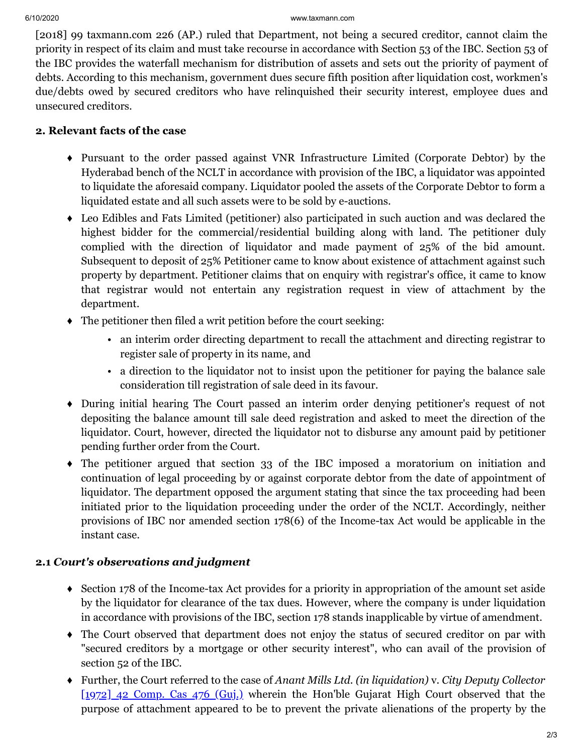[2018] 99 taxmann.com 226 (AP.) ruled that Department, not being a secured creditor, cannot claim the priority in respect of its claim and must take recourse in accordance with Section 53 of the IBC. Section 53 of the IBC provides the waterfall mechanism for distribution of assets and sets out the priority of payment of debts. According to this mechanism, government dues secure fifth position after liquidation cost, workmen's due/debts owed by secured creditors who have relinquished their security interest, employee dues and unsecured creditors.

### 2. Relevant facts of the case

- Pursuant to the order passed against VNR Infrastructure Limited (Corporate Debtor) by the Hyderabad bench of the NCLT in accordance with provision of the IBC, a liquidator was appointed to liquidate the aforesaid company. Liquidator pooled the assets of the Corporate Debtor to form a liquidated estate and all such assets were to be sold by e-auctions.
- Leo Edibles and Fats Limited (petitioner) also participated in such auction and was declared the highest bidder for the commercial/residential building along with land. The petitioner duly complied with the direction of liquidator and made payment of 25% of the bid amount. Subsequent to deposit of 25% Petitioner came to know about existence of attachment against such property by department. Petitioner claims that on enquiry with registrar's office, it came to know that registrar would not entertain any registration request in view of attachment by the department.
- The petitioner then filed a writ petition before the court seeking:
  - an interim order directing department to recall the attachment and directing registrar to register sale of property in its name, and
  - a direction to the liquidator not to insist upon the petitioner for paying the balance sale consideration till registration of sale deed in its favour.
- During initial hearing The Court passed an interim order denying petitioner's request of not depositing the balance amount till sale deed registration and asked to meet the direction of the liquidator. Court, however, directed the liquidator not to disburse any amount paid by petitioner pending further order from the Court.
- The petitioner argued that section 33 of the IBC imposed a moratorium on initiation and continuation of legal proceeding by or against corporate debtor from the date of appointment of liquidator. The department opposed the argument stating that since the tax proceeding had been initiated prior to the liquidation proceeding under the order of the NCLT. Accordingly, neither provisions of IBC nor amended section 178(6) of the Income-tax Act would be applicable in the instant case.

### 2.1 *Court's observations and judgment*

- Section 178 of the Income-tax Act provides for a priority in appropriation of the amount set aside by the liquidator for clearance of the tax dues. However, where the company is under liquidation in accordance with provisions of the IBC, section 178 stands inapplicable by virtue of amendment.
- The Court observed that department does not enjoy the status of secured creditor on par with "secured creditors by a mortgage or other security interest", who can avail of the provision of section 52 of the IBC.
- Further, the Court referred to the case of *Anant Mills Ltd. (in liquidation)* v. *City Deputy Collector* [1972] 42 Comp. Cas 476 (Guj.) wherein the Hon'ble Gujarat High Court observed that the purpose of attachment appeared to be to prevent the private alienations of the property by the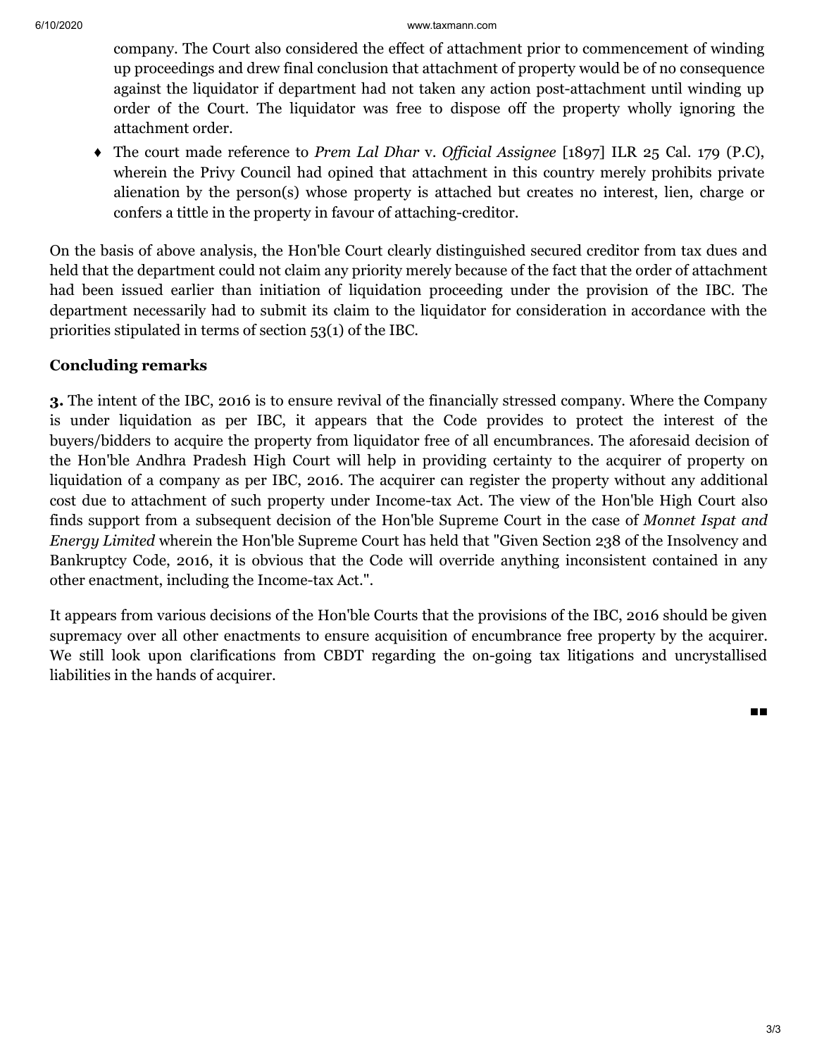company. The Court also considered the effect of attachment prior to commencement of winding up proceedings and drew final conclusion that attachment of property would be of no consequence against the liquidator if department had not taken any action post-attachment until winding up order of the Court. The liquidator was free to dispose off the property wholly ignoring the attachment order.

- The court made reference to *Prem Lal Dhar* v. *Official Assignee* [1897] ILR 25 Cal. 179 (P.C), wherein the Privy Council had opined that attachment in this country merely prohibits private alienation by the person(s) whose property is attached but creates no interest, lien, charge or confers a tittle in the property in favour of attaching-creditor.

On the basis of above analysis, the Hon'ble Court clearly distinguished secured creditor from tax dues and held that the department could not claim any priority merely because of the fact that the order of attachment had been issued earlier than initiation of liquidation proceeding under the provision of the IBC. The department necessarily had to submit its claim to the liquidator for consideration in accordance with the priorities stipulated in terms of section 53(1) of the IBC.

### Concluding remarks

**3.** The intent of the IBC, 2016 is to ensure revival of the financially stressed company. Where the Company is under liquidation as per IBC, it appears that the Code provides to protect the interest of the buyers/bidders to acquire the property from liquidator free of all encumbrances. The aforesaid decision of the Hon'ble Andhra Pradesh High Court will help in providing certainty to the acquirer of property on liquidation of a company as per IBC, 2016. The acquirer can register the property without any additional cost due to attachment of such property under Income-tax Act. The view of the Hon'ble High Court also finds support from a subsequent decision of the Hon'ble Supreme Court in the case of *Monnet Ispat and Energy Limited* wherein the Hon'ble Supreme Court has held that "Given Section 238 of the Insolvency and Bankruptcy Code, 2016, it is obvious that the Code will override anything inconsistent contained in any other enactment, including the Income-tax Act.".

It appears from various decisions of the Hon'ble Courts that the provisions of the IBC, 2016 should be given supremacy over all other enactments to ensure acquisition of encumbrance free property by the acquirer. We still look upon clarifications from CBDT regarding the on-going tax litigations and uncrystallised liabilities in the hands of acquirer.

■■